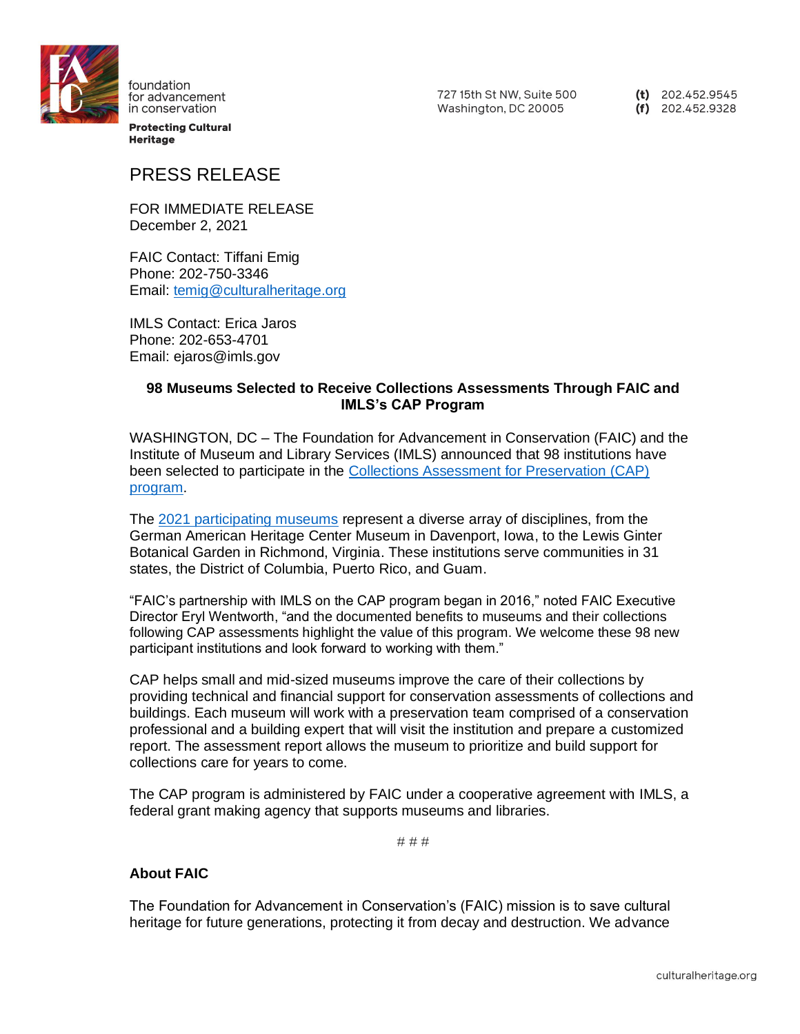foundation
for advancement
in conservation

**Protecting Cultural Heritage**

727 15th St NW, Suite 500
Washington, DC 20005

**(t)** 202.452.9545
**(f)** 202.452.9328

# PRESS RELEASE

FOR IMMEDIATE RELEASE
December 2, 2021

FAIC Contact: Tiffani Emig
Phone: 202-750-3346
Email: [temig@culturalheritage.org](mailto:temig@culturalheritage.org)

IMLS Contact: Erica Jaros
Phone: 202-653-4701
Email: ejaros@imls.gov

## 98 Museums Selected to Receive Collections Assessments Through FAIC and IMLS's CAP Program

WASHINGTON, DC – The Foundation for Advancement in Conservation (FAIC) and the Institute of Museum and Library Services (IMLS) announced that 98 institutions have been selected to participate in the Collections Assessment for Preservation (CAP) program.

The 2021 participating museums represent a diverse array of disciplines, from the German American Heritage Center Museum in Davenport, Iowa, to the Lewis Ginter Botanical Garden in Richmond, Virginia. These institutions serve communities in 31 states, the District of Columbia, Puerto Rico, and Guam.

"FAIC's partnership with IMLS on the CAP program began in 2016," noted FAIC Executive Director Eryl Wentworth, "and the documented benefits to museums and their collections following CAP assessments highlight the value of this program. We welcome these 98 new participant institutions and look forward to working with them."

CAP helps small and mid-sized museums improve the care of their collections by providing technical and financial support for conservation assessments of collections and buildings. Each museum will work with a preservation team comprised of a conservation professional and a building expert that will visit the institution and prepare a customized report. The assessment report allows the museum to prioritize and build support for collections care for years to come.

The CAP program is administered by FAIC under a cooperative agreement with IMLS, a federal grant making agency that supports museums and libraries.

# # #

### About FAIC

The Foundation for Advancement in Conservation's (FAIC) mission is to save cultural heritage for future generations, protecting it from decay and destruction. We advance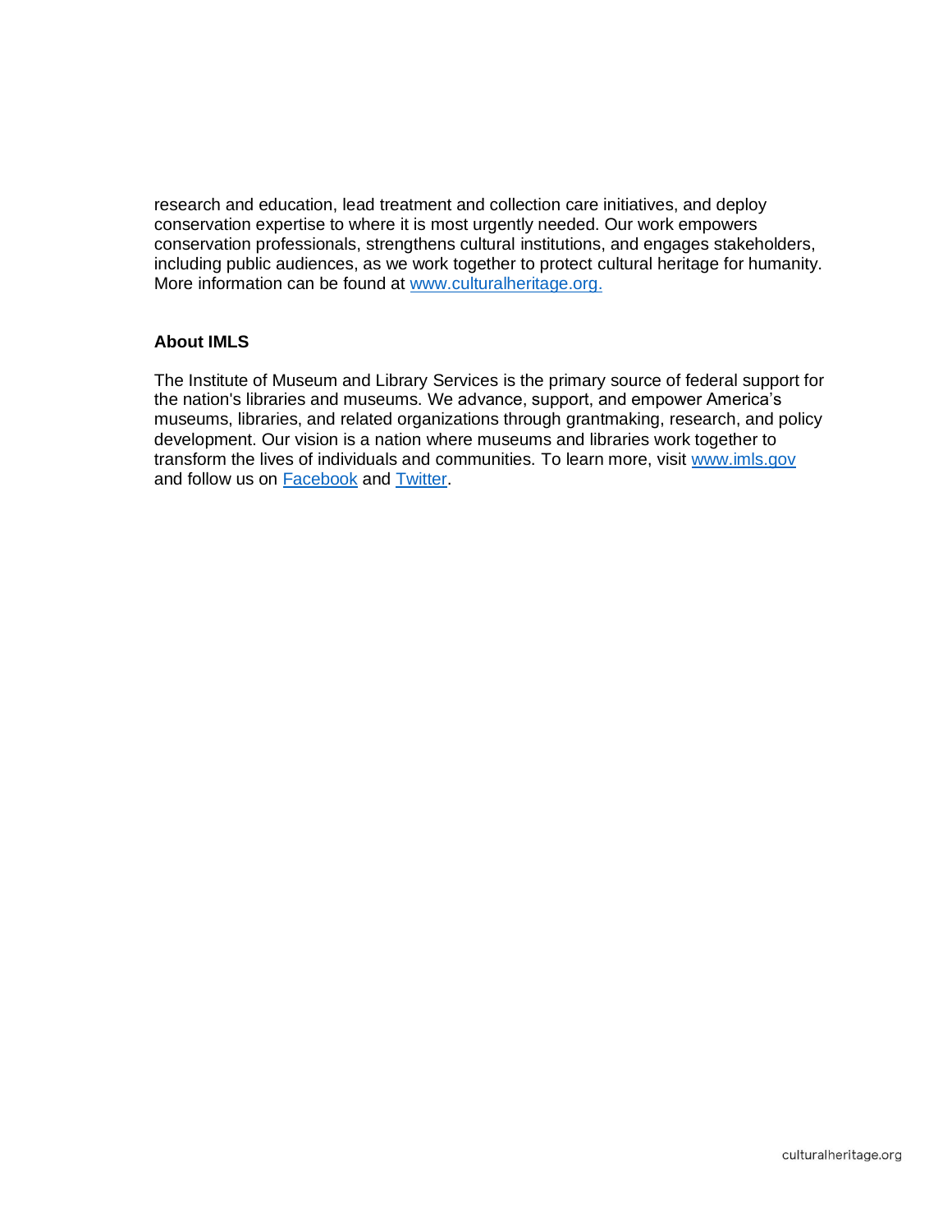research and education, lead treatment and collection care initiatives, and deploy conservation expertise to where it is most urgently needed. Our work empowers conservation professionals, strengthens cultural institutions, and engages stakeholders, including public audiences, as we work together to protect cultural heritage for humanity. More information can be found at [www.culturalheritage.org.](http://www.culturalheritage.org)

**About IMLS**

The Institute of Museum and Library Services is the primary source of federal support for the nation's libraries and museums. We advance, support, and empower America's museums, libraries, and related organizations through grantmaking, research, and policy development. Our vision is a nation where museums and libraries work together to transform the lives of individuals and communities. To learn more, visit [www.imls.gov](http://www.imls.gov) and follow us on [Facebook](https://www.facebook.com) and [Twitter](https://twitter.com).